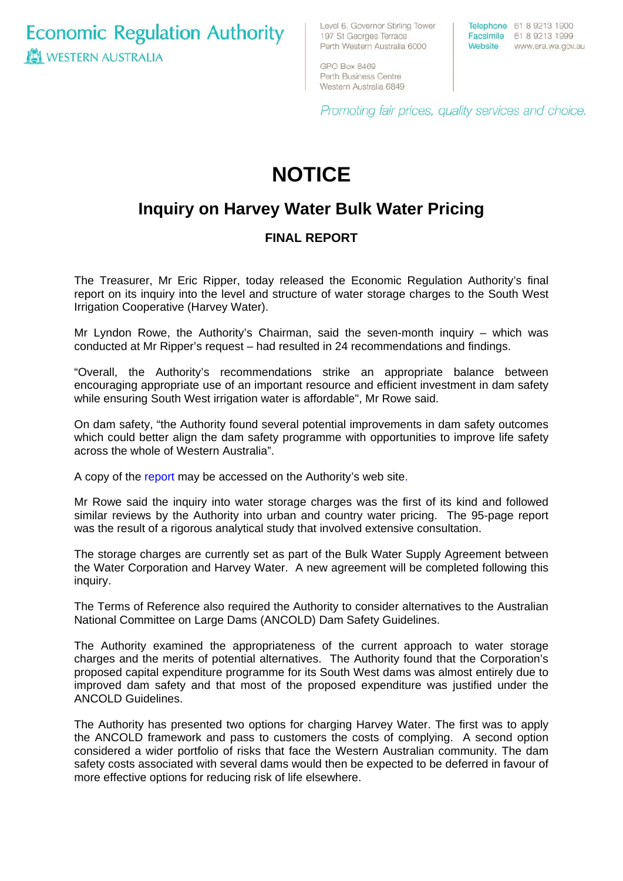Economic Regulation Authority
WESTERN AUSTRALIA

Level 6, Governor Stirling Tower
197 St Georges Terrace
Perth Western Australia 6000

GPO Box 8469
Perth Business Centre
Western Australia 6849

Telephone 61 8 9213 1900
Facsimile 61 8 9213 1999
Website www.era.wa.gov.au

*Promoting fair prices, quality services and choice.*

# NOTICE

## Inquiry on Harvey Water Bulk Water Pricing

### FINAL REPORT

The Treasurer, Mr Eric Ripper, today released the Economic Regulation Authority's final report on its inquiry into the level and structure of water storage charges to the South West Irrigation Cooperative (Harvey Water).

Mr Lyndon Rowe, the Authority's Chairman, said the seven-month inquiry – which was conducted at Mr Ripper's request – had resulted in 24 recommendations and findings.

"Overall, the Authority's recommendations strike an appropriate balance between encouraging appropriate use of an important resource and efficient investment in dam safety while ensuring South West irrigation water is affordable", Mr Rowe said.

On dam safety, "the Authority found several potential improvements in dam safety outcomes which could better align the dam safety programme with opportunities to improve life safety across the whole of Western Australia".

A copy of the report may be accessed on the Authority's web site.

Mr Rowe said the inquiry into water storage charges was the first of its kind and followed similar reviews by the Authority into urban and country water pricing. The 95-page report was the result of a rigorous analytical study that involved extensive consultation.

The storage charges are currently set as part of the Bulk Water Supply Agreement between the Water Corporation and Harvey Water. A new agreement will be completed following this inquiry.

The Terms of Reference also required the Authority to consider alternatives to the Australian National Committee on Large Dams (ANCOLD) Dam Safety Guidelines.

The Authority examined the appropriateness of the current approach to water storage charges and the merits of potential alternatives. The Authority found that the Corporation's proposed capital expenditure programme for its South West dams was almost entirely due to improved dam safety and that most of the proposed expenditure was justified under the ANCOLD Guidelines.

The Authority has presented two options for charging Harvey Water. The first was to apply the ANCOLD framework and pass to customers the costs of complying. A second option considered a wider portfolio of risks that face the Western Australian community. The dam safety costs associated with several dams would then be expected to be deferred in favour of more effective options for reducing risk of life elsewhere.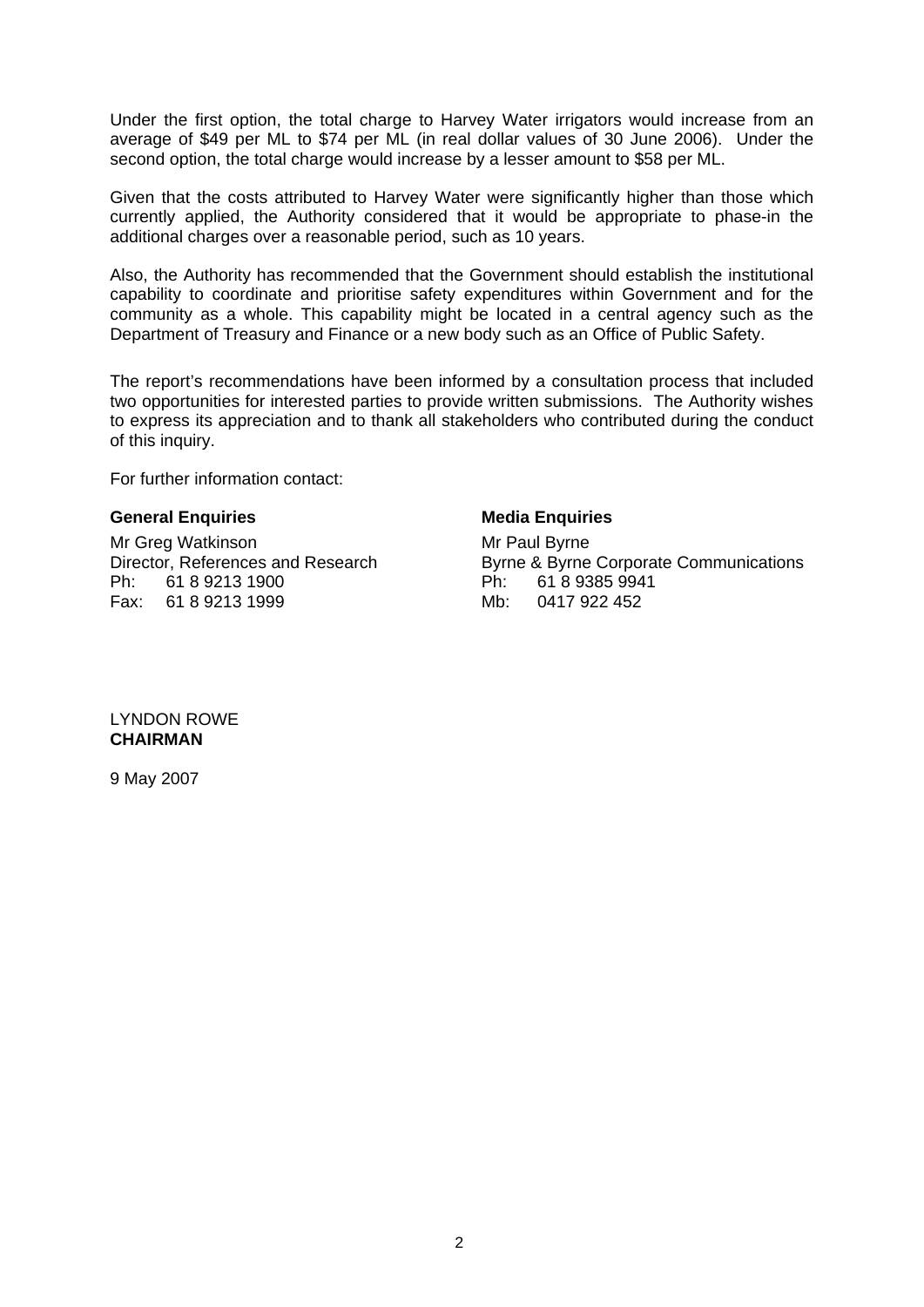Under the first option, the total charge to Harvey Water irrigators would increase from an average of $49 per ML to $74 per ML (in real dollar values of 30 June 2006). Under the second option, the total charge would increase by a lesser amount to $58 per ML.

Given that the costs attributed to Harvey Water were significantly higher than those which currently applied, the Authority considered that it would be appropriate to phase-in the additional charges over a reasonable period, such as 10 years.

Also, the Authority has recommended that the Government should establish the institutional capability to coordinate and prioritise safety expenditures within Government and for the community as a whole. This capability might be located in a central agency such as the Department of Treasury and Finance or a new body such as an Office of Public Safety.

The report's recommendations have been informed by a consultation process that included two opportunities for interested parties to provide written submissions. The Authority wishes to express its appreciation and to thank all stakeholders who contributed during the conduct of this inquiry.

For further information contact:

**General Enquiries**

Mr Greg Watkinson
Director, References and Research
Ph: 61 8 9213 1900
Fax: 61 8 9213 1999

**Media Enquiries**

Mr Paul Byrne
Byrne & Byrne Corporate Communications
Ph: 61 8 9385 9941
Mb: 0417 922 452

LYNDON ROWE
**CHAIRMAN**

9 May 2007